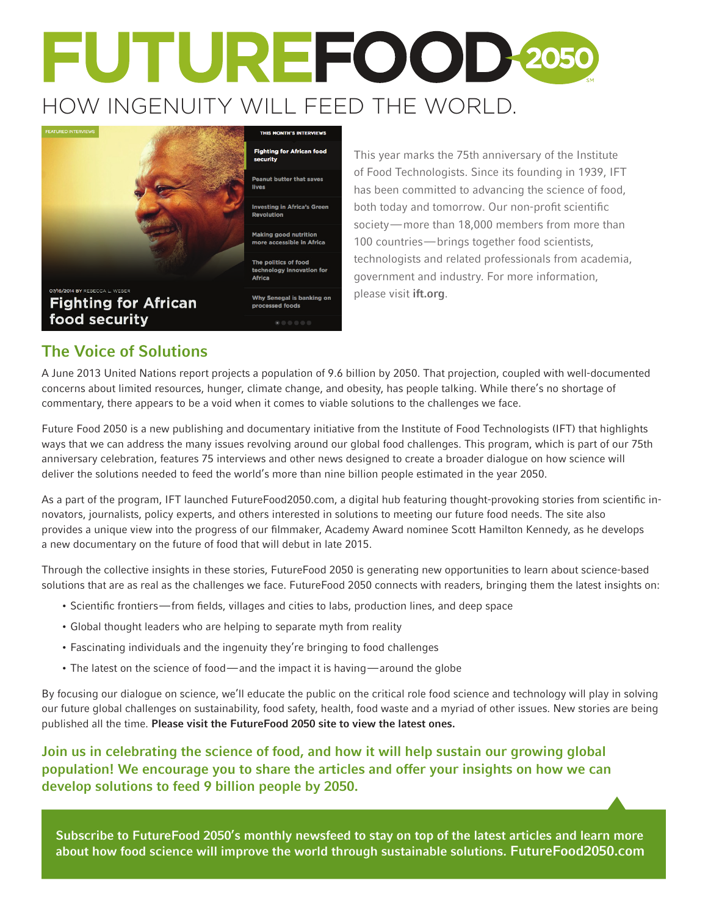# FUTUREFOOD 2050

HOW INGENUITY WILL FEED THE WORLD.

FEATURED INTERVIEWS

07/16/2014 BY REBECCA L. WEBER

**Fighting for African food security**

THIS MONTH'S INTERVIEWS

- Fighting for African food security
- Peanut butter that saves lives
- Investing in Africa's Green Revolution
- Making good nutrition more accessible in Africa
- The politics of food technology innovation for Africa
- Why Senegal is banking on processed foods

This year marks the 75th anniversary of the Institute of Food Technologists. Since its founding in 1939, IFT has been committed to advancing the science of food, both today and tomorrow. Our non-profit scientific society—more than 18,000 members from more than 100 countries—brings together food scientists, technologists and related professionals from academia, government and industry. For more information, please visit **ift.org**.

## The Voice of Solutions

A June 2013 United Nations report projects a population of 9.6 billion by 2050. That projection, coupled with well-documented concerns about limited resources, hunger, climate change, and obesity, has people talking. While there's no shortage of commentary, there appears to be a void when it comes to viable solutions to the challenges we face.

Future Food 2050 is a new publishing and documentary initiative from the Institute of Food Technologists (IFT) that highlights ways that we can address the many issues revolving around our global food challenges. This program, which is part of our 75th anniversary celebration, features 75 interviews and other news designed to create a broader dialogue on how science will deliver the solutions needed to feed the world's more than nine billion people estimated in the year 2050.

As a part of the program, IFT launched FutureFood2050.com, a digital hub featuring thought-provoking stories from scientific innovators, journalists, policy experts, and others interested in solutions to meeting our future food needs. The site also provides a unique view into the progress of our filmmaker, Academy Award nominee Scott Hamilton Kennedy, as he develops a new documentary on the future of food that will debut in late 2015.

Through the collective insights in these stories, FutureFood 2050 is generating new opportunities to learn about science-based solutions that are as real as the challenges we face. FutureFood 2050 connects with readers, bringing them the latest insights on:

- Scientific frontiers—from fields, villages and cities to labs, production lines, and deep space
- Global thought leaders who are helping to separate myth from reality
- Fascinating individuals and the ingenuity they're bringing to food challenges
- The latest on the science of food—and the impact it is having—around the globe

By focusing our dialogue on science, we'll educate the public on the critical role food science and technology will play in solving our future global challenges on sustainability, food safety, health, food waste and a myriad of other issues. New stories are being published all the time. **Please visit the FutureFood 2050 site to view the latest ones.**

**Join us in celebrating the science of food, and how it will help sustain our growing global population! We encourage you to share the articles and offer your insights on how we can develop solutions to feed 9 billion people by 2050.**

**Subscribe to FutureFood 2050's monthly newsfeed to stay on top of the latest articles and learn more about how food science will improve the world through sustainable solutions. FutureFood2050.com**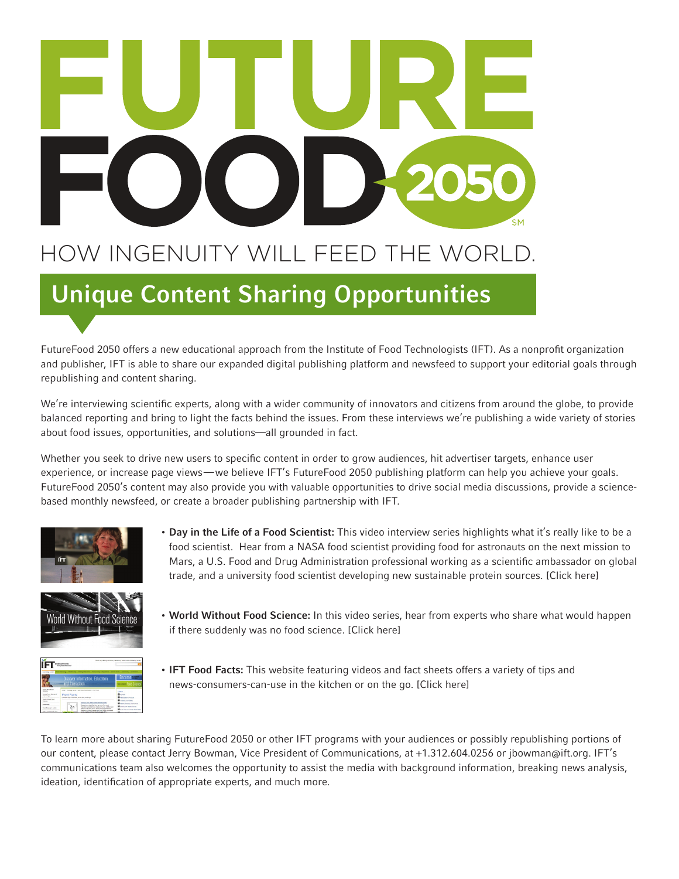# FUTURE FOOD 2050[SM]

HOW INGENUITY WILL FEED THE WORLD.

## Unique Content Sharing Opportunities

FutureFood 2050 offers a new educational approach from the Institute of Food Technologists (IFT). As a nonprofit organization and publisher, IFT is able to share our expanded digital publishing platform and newsfeed to support your editorial goals through republishing and content sharing.

We're interviewing scientific experts, along with a wider community of innovators and citizens from around the globe, to provide balanced reporting and bring to light the facts behind the issues. From these interviews we're publishing a wide variety of stories about food issues, opportunities, and solutions—all grounded in fact.

Whether you seek to drive new users to specific content in order to grow audiences, hit advertiser targets, enhance user experience, or increase page views—we believe IFT's FutureFood 2050 publishing platform can help you achieve your goals. FutureFood 2050's content may also provide you with valuable opportunities to drive social media discussions, provide a science-based monthly newsfeed, or create a broader publishing partnership with IFT.

- **Day in the Life of a Food Scientist:** This video interview series highlights what it's really like to be a food scientist. Hear from a NASA food scientist providing food for astronauts on the next mission to Mars, a U.S. Food and Drug Administration professional working as a scientific ambassador on global trade, and a university food scientist developing new sustainable protein sources. [Click here]

- **World Without Food Science:** In this video series, hear from experts who share what would happen if there suddenly was no food science. [Click here]

- **IFT Food Facts:** This website featuring videos and fact sheets offers a variety of tips and news-consumers-can-use in the kitchen or on the go. [Click here]

To learn more about sharing FutureFood 2050 or other IFT programs with your audiences or possibly republishing portions of our content, please contact Jerry Bowman, Vice President of Communications, at +1.312.604.0256 or jbowman@ift.org. IFT's communications team also welcomes the opportunity to assist the media with background information, breaking news analysis, ideation, identification of appropriate experts, and much more.